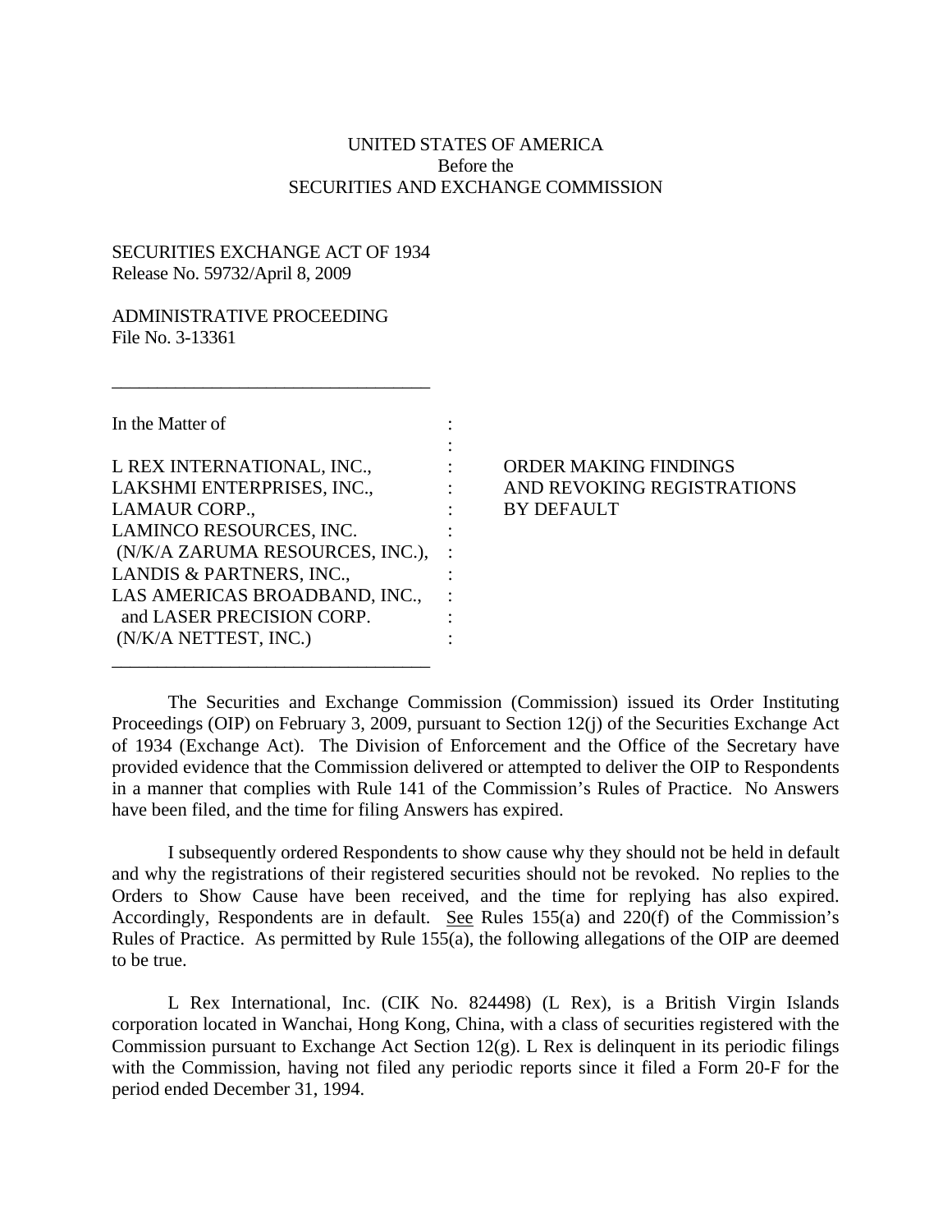UNITED STATES OF AMERICA
Before the
SECURITIES AND EXCHANGE COMMISSION

SECURITIES EXCHANGE ACT OF 1934
Release No. 59732/April 8, 2009

ADMINISTRATIVE PROCEEDING
File No. 3-13361

---

In the Matter of

L REX INTERNATIONAL, INC.,
LAKSHMI ENTERPRISES, INC.,
LAMAUR CORP.,
LAMINCO RESOURCES, INC.
(N/K/A ZARUMA RESOURCES, INC.),
LANDIS & PARTNERS, INC.,
LAS AMERICAS BROADBAND, INC.,
and LASER PRECISION CORP.
(N/K/A NETTEST, INC.)

---

ORDER MAKING FINDINGS
AND REVOKING REGISTRATIONS
BY DEFAULT

The Securities and Exchange Commission (Commission) issued its Order Instituting Proceedings (OIP) on February 3, 2009, pursuant to Section 12(j) of the Securities Exchange Act of 1934 (Exchange Act). The Division of Enforcement and the Office of the Secretary have provided evidence that the Commission delivered or attempted to deliver the OIP to Respondents in a manner that complies with Rule 141 of the Commission's Rules of Practice. No Answers have been filed, and the time for filing Answers has expired.

I subsequently ordered Respondents to show cause why they should not be held in default and why the registrations of their registered securities should not be revoked. No replies to the Orders to Show Cause have been received, and the time for replying has also expired. Accordingly, Respondents are in default. See Rules 155(a) and 220(f) of the Commission's Rules of Practice. As permitted by Rule 155(a), the following allegations of the OIP are deemed to be true.

L Rex International, Inc. (CIK No. 824498) (L Rex), is a British Virgin Islands corporation located in Wanchai, Hong Kong, China, with a class of securities registered with the Commission pursuant to Exchange Act Section 12(g). L Rex is delinquent in its periodic filings with the Commission, having not filed any periodic reports since it filed a Form 20-F for the period ended December 31, 1994.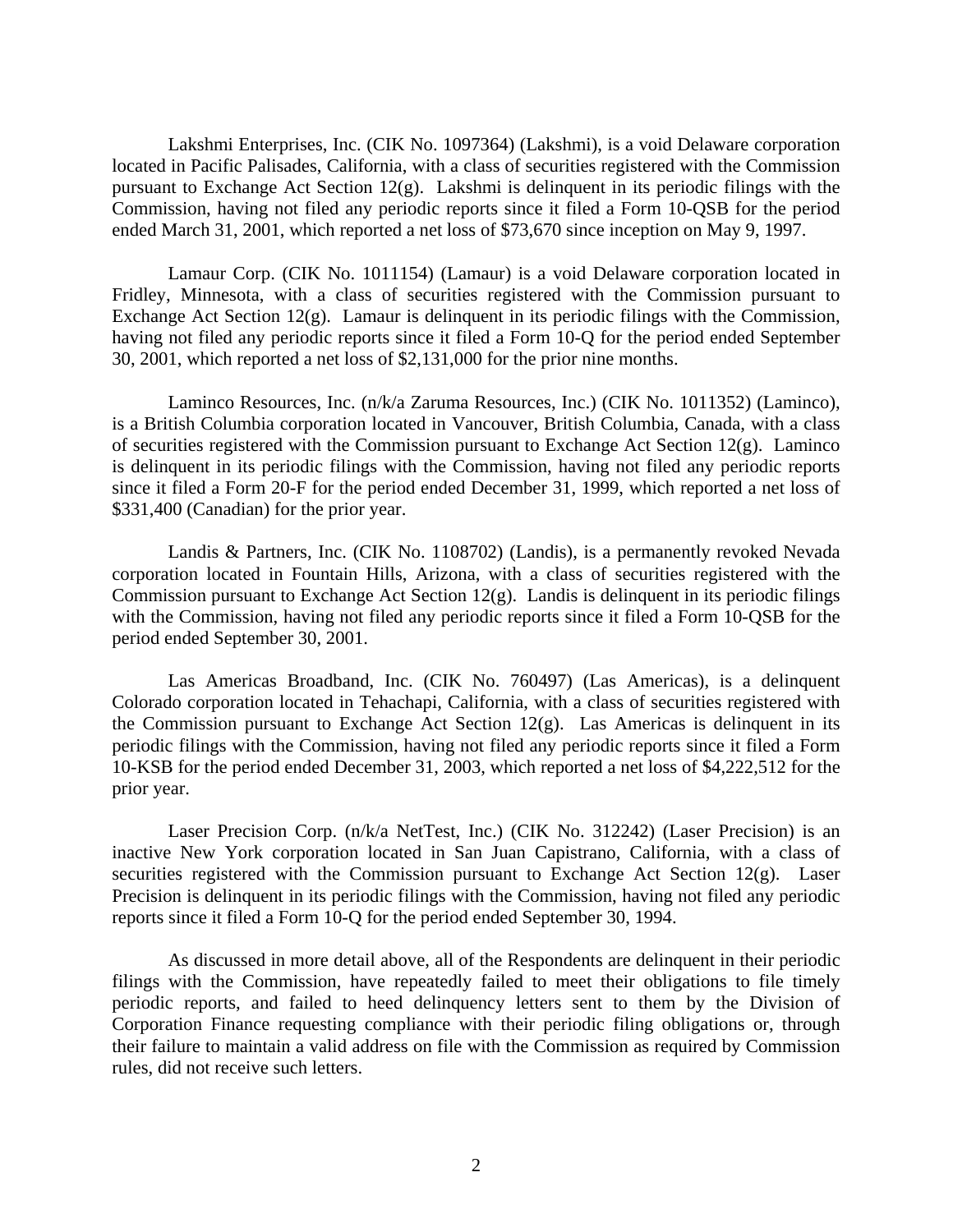Lakshmi Enterprises, Inc. (CIK No. 1097364) (Lakshmi), is a void Delaware corporation located in Pacific Palisades, California, with a class of securities registered with the Commission pursuant to Exchange Act Section 12(g). Lakshmi is delinquent in its periodic filings with the Commission, having not filed any periodic reports since it filed a Form 10-QSB for the period ended March 31, 2001, which reported a net loss of $73,670 since inception on May 9, 1997.

Lamaur Corp. (CIK No. 1011154) (Lamaur) is a void Delaware corporation located in Fridley, Minnesota, with a class of securities registered with the Commission pursuant to Exchange Act Section 12(g). Lamaur is delinquent in its periodic filings with the Commission, having not filed any periodic reports since it filed a Form 10-Q for the period ended September 30, 2001, which reported a net loss of $2,131,000 for the prior nine months.

Laminco Resources, Inc. (n/k/a Zaruma Resources, Inc.) (CIK No. 1011352) (Laminco), is a British Columbia corporation located in Vancouver, British Columbia, Canada, with a class of securities registered with the Commission pursuant to Exchange Act Section 12(g). Laminco is delinquent in its periodic filings with the Commission, having not filed any periodic reports since it filed a Form 20-F for the period ended December 31, 1999, which reported a net loss of $331,400 (Canadian) for the prior year.

Landis & Partners, Inc. (CIK No. 1108702) (Landis), is a permanently revoked Nevada corporation located in Fountain Hills, Arizona, with a class of securities registered with the Commission pursuant to Exchange Act Section 12(g). Landis is delinquent in its periodic filings with the Commission, having not filed any periodic reports since it filed a Form 10-QSB for the period ended September 30, 2001.

Las Americas Broadband, Inc. (CIK No. 760497) (Las Americas), is a delinquent Colorado corporation located in Tehachapi, California, with a class of securities registered with the Commission pursuant to Exchange Act Section 12(g). Las Americas is delinquent in its periodic filings with the Commission, having not filed any periodic reports since it filed a Form 10-KSB for the period ended December 31, 2003, which reported a net loss of $4,222,512 for the prior year.

Laser Precision Corp. (n/k/a NetTest, Inc.) (CIK No. 312242) (Laser Precision) is an inactive New York corporation located in San Juan Capistrano, California, with a class of securities registered with the Commission pursuant to Exchange Act Section 12(g). Laser Precision is delinquent in its periodic filings with the Commission, having not filed any periodic reports since it filed a Form 10-Q for the period ended September 30, 1994.

As discussed in more detail above, all of the Respondents are delinquent in their periodic filings with the Commission, have repeatedly failed to meet their obligations to file timely periodic reports, and failed to heed delinquency letters sent to them by the Division of Corporation Finance requesting compliance with their periodic filing obligations or, through their failure to maintain a valid address on file with the Commission as required by Commission rules, did not receive such letters.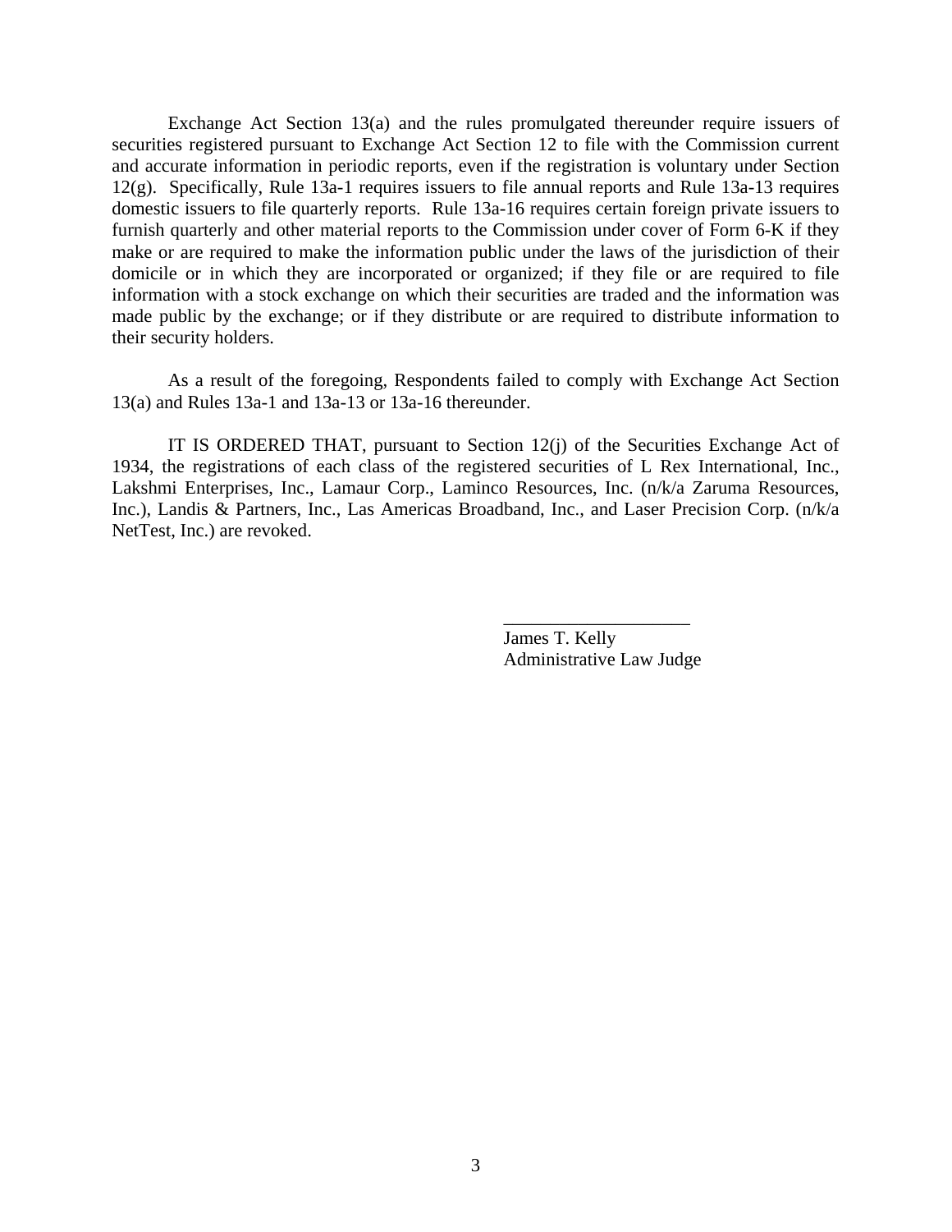Exchange Act Section 13(a) and the rules promulgated thereunder require issuers of securities registered pursuant to Exchange Act Section 12 to file with the Commission current and accurate information in periodic reports, even if the registration is voluntary under Section 12(g). Specifically, Rule 13a-1 requires issuers to file annual reports and Rule 13a-13 requires domestic issuers to file quarterly reports. Rule 13a-16 requires certain foreign private issuers to furnish quarterly and other material reports to the Commission under cover of Form 6-K if they make or are required to make the information public under the laws of the jurisdiction of their domicile or in which they are incorporated or organized; if they file or are required to file information with a stock exchange on which their securities are traded and the information was made public by the exchange; or if they distribute or are required to distribute information to their security holders.

As a result of the foregoing, Respondents failed to comply with Exchange Act Section 13(a) and Rules 13a-1 and 13a-13 or 13a-16 thereunder.

IT IS ORDERED THAT, pursuant to Section 12(j) of the Securities Exchange Act of 1934, the registrations of each class of the registered securities of L Rex International, Inc., Lakshmi Enterprises, Inc., Lamaur Corp., Laminco Resources, Inc. (n/k/a Zaruma Resources, Inc.), Landis & Partners, Inc., Las Americas Broadband, Inc., and Laser Precision Corp. (n/k/a NetTest, Inc.) are revoked.

\_\_\_\_\_\_\_\_\_\_\_\_\_\_\_\_\_\_\_\_

James T. Kelly
Administrative Law Judge